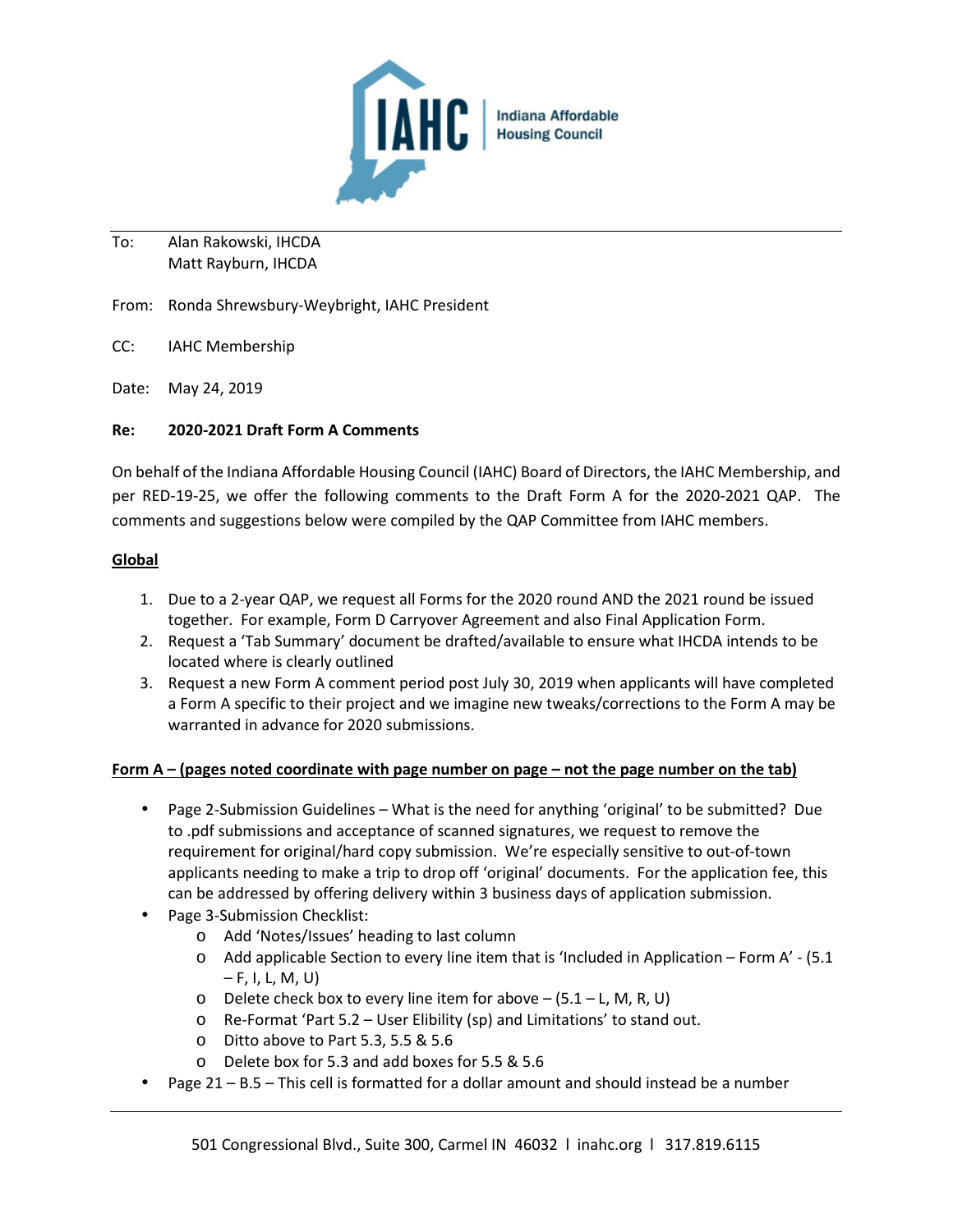IAHC | Indiana Affordable Housing Council

To: Alan Rakowski, IHCDA
Matt Rayburn, IHCDA

From: Ronda Shrewsbury-Weybright, IAHC President

CC: IAHC Membership

Date: May 24, 2019

**Re: 2020-2021 Draft Form A Comments**

On behalf of the Indiana Affordable Housing Council (IAHC) Board of Directors, the IAHC Membership, and per RED-19-25, we offer the following comments to the Draft Form A for the 2020-2021 QAP. The comments and suggestions below were compiled by the QAP Committee from IAHC members.

**Global**

1. Due to a 2-year QAP, we request all Forms for the 2020 round AND the 2021 round be issued together. For example, Form D Carryover Agreement and also Final Application Form.
2. Request a 'Tab Summary' document be drafted/available to ensure what IHCDA intends to be located where is clearly outlined
3. Request a new Form A comment period post July 30, 2019 when applicants will have completed a Form A specific to their project and we imagine new tweaks/corrections to the Form A may be warranted in advance for 2020 submissions.

**Form A – (pages noted coordinate with page number on page – not the page number on the tab)**

- Page 2-Submission Guidelines – What is the need for anything 'original' to be submitted? Due to .pdf submissions and acceptance of scanned signatures, we request to remove the requirement for original/hard copy submission. We're especially sensitive to out-of-town applicants needing to make a trip to drop off 'original' documents. For the application fee, this can be addressed by offering delivery within 3 business days of application submission.
- Page 3-Submission Checklist:
  - Add 'Notes/Issues' heading to last column
  - Add applicable Section to every line item that is 'Included in Application – Form A' - (5.1 – F, I, L, M, U)
  - Delete check box to every line item for above – (5.1 – L, M, R, U)
  - Re-Format 'Part 5.2 – User Elibility (sp) and Limitations' to stand out.
  - Ditto above to Part 5.3, 5.5 & 5.6
  - Delete box for 5.3 and add boxes for 5.5 & 5.6
- Page 21 – B.5 – This cell is formatted for a dollar amount and should instead be a number

501 Congressional Blvd., Suite 300, Carmel IN 46032 | inahc.org | 317.819.6115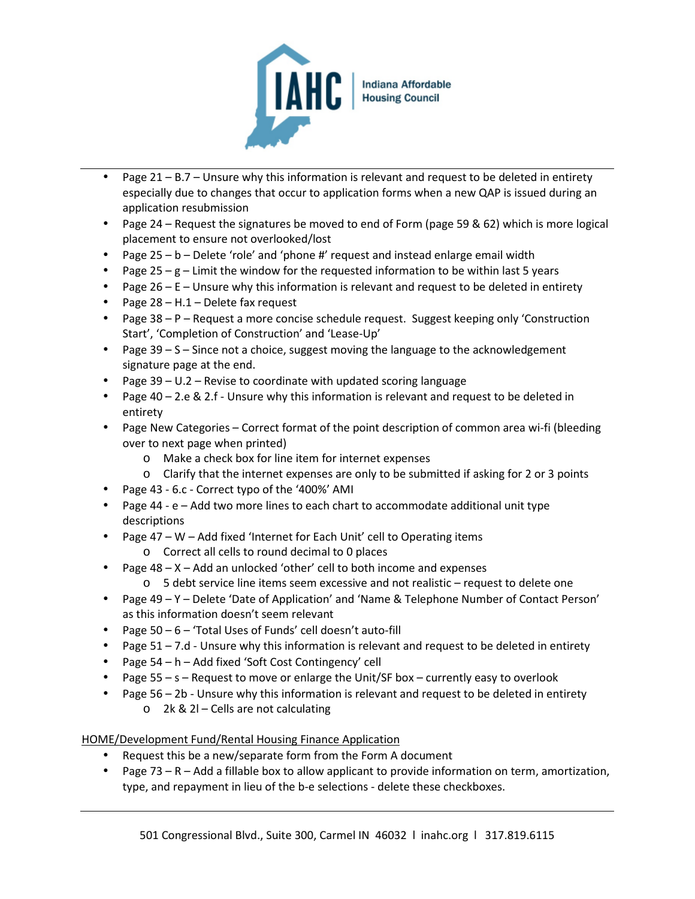- Page 21 – B.7 – Unsure why this information is relevant and request to be deleted in entirety especially due to changes that occur to application forms when a new QAP is issued during an application resubmission
- Page 24 – Request the signatures be moved to end of Form (page 59 & 62) which is more logical placement to ensure not overlooked/lost
- Page 25 – b – Delete 'role' and 'phone #' request and instead enlarge email width
- Page 25 – g – Limit the window for the requested information to be within last 5 years
- Page 26 – E – Unsure why this information is relevant and request to be deleted in entirety
- Page 28 – H.1 – Delete fax request
- Page 38 – P – Request a more concise schedule request. Suggest keeping only 'Construction Start', 'Completion of Construction' and 'Lease-Up'
- Page 39 – S – Since not a choice, suggest moving the language to the acknowledgement signature page at the end.
- Page 39 – U.2 – Revise to coordinate with updated scoring language
- Page 40 – 2.e & 2.f - Unsure why this information is relevant and request to be deleted in entirety
- Page New Categories – Correct format of the point description of common area wi-fi (bleeding over to next page when printed)
  - Make a check box for line item for internet expenses
  - Clarify that the internet expenses are only to be submitted if asking for 2 or 3 points
- Page 43 - 6.c - Correct typo of the '400%' AMI
- Page 44 - e – Add two more lines to each chart to accommodate additional unit type descriptions
- Page 47 – W – Add fixed 'Internet for Each Unit' cell to Operating items
  - Correct all cells to round decimal to 0 places
- Page 48 – X – Add an unlocked 'other' cell to both income and expenses
  - 5 debt service line items seem excessive and not realistic – request to delete one
- Page 49 – Y – Delete 'Date of Application' and 'Name & Telephone Number of Contact Person' as this information doesn't seem relevant
- Page 50 – 6 – 'Total Uses of Funds' cell doesn't auto-fill
- Page 51 – 7.d - Unsure why this information is relevant and request to be deleted in entirety
- Page 54 – h – Add fixed 'Soft Cost Contingency' cell
- Page 55 – s – Request to move or enlarge the Unit/SF box – currently easy to overlook
- Page 56 – 2b - Unsure why this information is relevant and request to be deleted in entirety
  - 2k & 2l – Cells are not calculating

<u>HOME/Development Fund/Rental Housing Finance Application</u>

- Request this be a new/separate form from the Form A document
- Page 73 – R – Add a fillable box to allow applicant to provide information on term, amortization, type, and repayment in lieu of the b-e selections - delete these checkboxes.